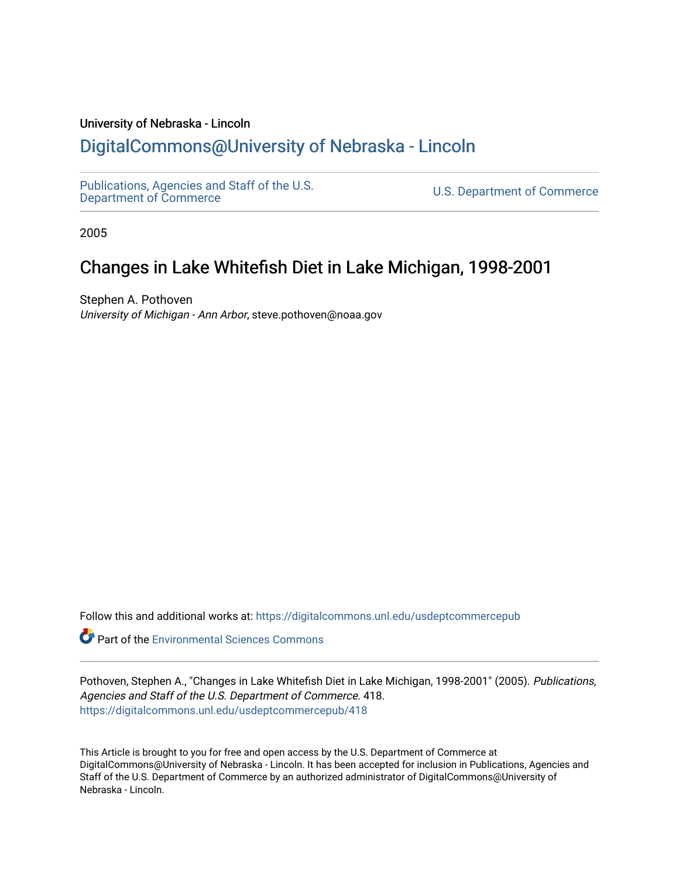University of Nebraska - Lincoln

## DigitalCommons@University of Nebraska - Lincoln

Publications, Agencies and Staff of the U.S. Department of Commerce

U.S. Department of Commerce

2005

# Changes in Lake Whitefish Diet in Lake Michigan, 1998-2001

Stephen A. Pothoven
*University of Michigan - Ann Arbor*, steve.pothoven@noaa.gov

Follow this and additional works at: https://digitalcommons.unl.edu/usdeptcommercepub

Part of the Environmental Sciences Commons

Pothoven, Stephen A., "Changes in Lake Whitefish Diet in Lake Michigan, 1998-2001" (2005). *Publications, Agencies and Staff of the U.S. Department of Commerce*. 418.
https://digitalcommons.unl.edu/usdeptcommercepub/418

This Article is brought to you for free and open access by the U.S. Department of Commerce at DigitalCommons@University of Nebraska - Lincoln. It has been accepted for inclusion in Publications, Agencies and Staff of the U.S. Department of Commerce by an authorized administrator of DigitalCommons@University of Nebraska - Lincoln.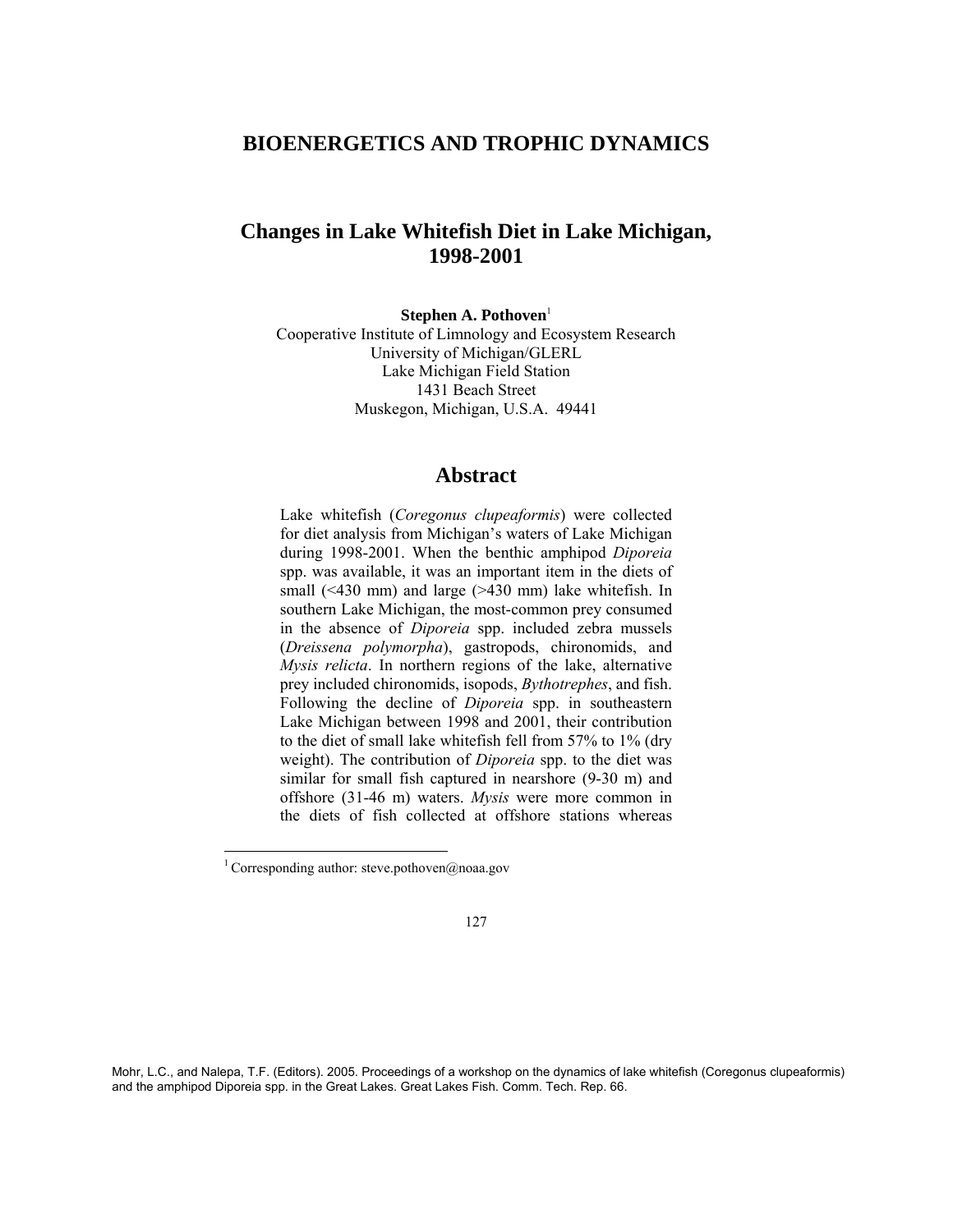# BIOENERGETICS AND TROPHIC DYNAMICS

## Changes in Lake Whitefish Diet in Lake Michigan, 1998-2001

**Stephen A. Pothoven**[1]
Cooperative Institute of Limnology and Ecosystem Research
University of Michigan/GLERL
Lake Michigan Field Station
1431 Beach Street
Muskegon, Michigan, U.S.A. 49441

## Abstract

Lake whitefish (*Coregonus clupeaformis*) were collected for diet analysis from Michigan's waters of Lake Michigan during 1998-2001. When the benthic amphipod *Diporeia* spp. was available, it was an important item in the diets of small (<430 mm) and large (>430 mm) lake whitefish. In southern Lake Michigan, the most-common prey consumed in the absence of *Diporeia* spp. included zebra mussels (*Dreissena polymorpha*), gastropods, chironomids, and *Mysis relicta*. In northern regions of the lake, alternative prey included chironomids, isopods, *Bythotrephes*, and fish. Following the decline of *Diporeia* spp. in southeastern Lake Michigan between 1998 and 2001, their contribution to the diet of small lake whitefish fell from 57% to 1% (dry weight). The contribution of *Diporeia* spp. to the diet was similar for small fish captured in nearshore (9-30 m) and offshore (31-46 m) waters. *Mysis* were more common in the diets of fish collected at offshore stations whereas

[1] Corresponding author: steve.pothoven@noaa.gov

Mohr, L.C., and Nalepa, T.F. (Editors). 2005. Proceedings of a workshop on the dynamics of lake whitefish (Coregonus clupeaformis) and the amphipod Diporeia spp. in the Great Lakes. Great Lakes Fish. Comm. Tech. Rep. 66.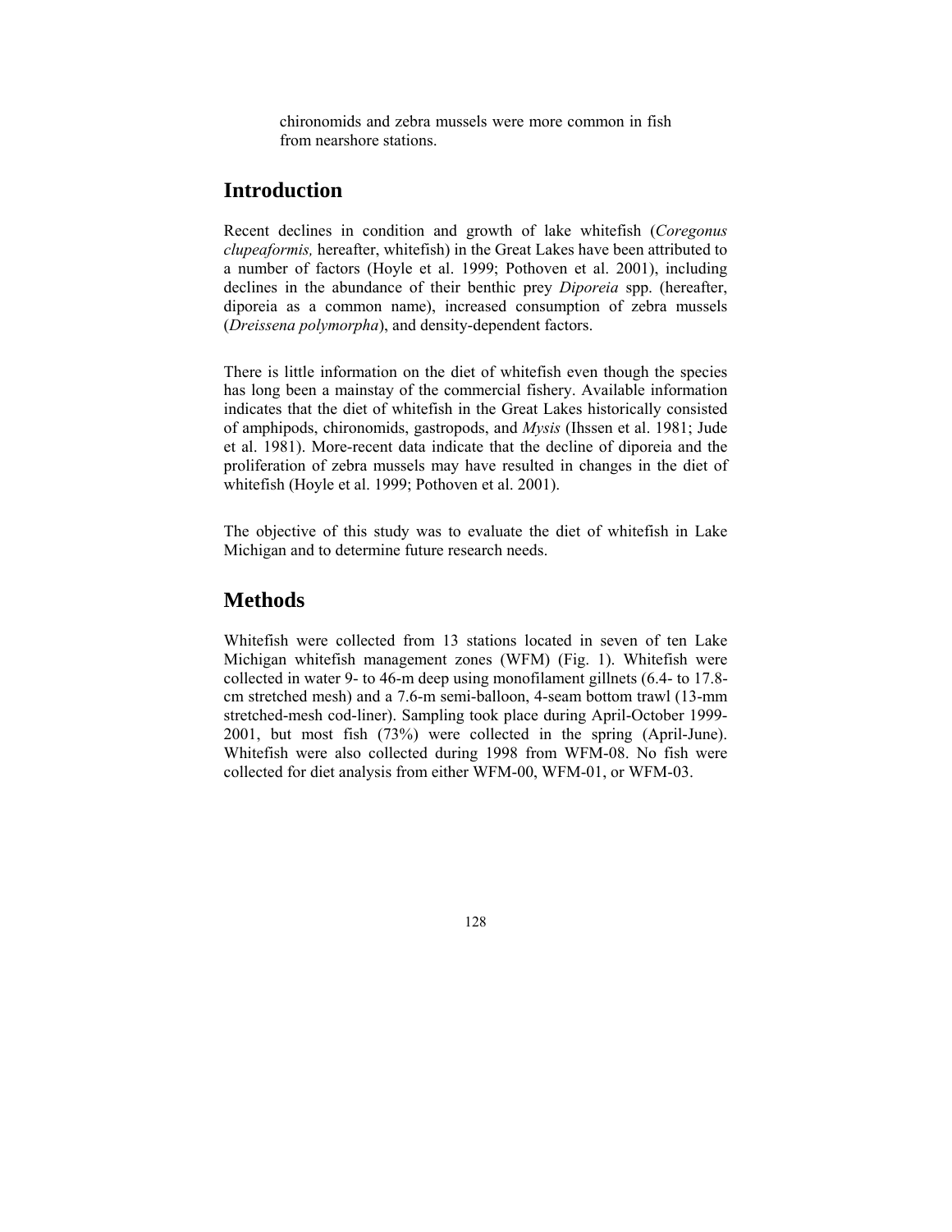chironomids and zebra mussels were more common in fish from nearshore stations.

## Introduction

Recent declines in condition and growth of lake whitefish (*Coregonus clupeaformis,* hereafter, whitefish) in the Great Lakes have been attributed to a number of factors (Hoyle et al. 1999; Pothoven et al. 2001), including declines in the abundance of their benthic prey *Diporeia* spp. (hereafter, diporeia as a common name), increased consumption of zebra mussels (*Dreissena polymorpha*), and density-dependent factors.

There is little information on the diet of whitefish even though the species has long been a mainstay of the commercial fishery. Available information indicates that the diet of whitefish in the Great Lakes historically consisted of amphipods, chironomids, gastropods, and *Mysis* (Ihssen et al. 1981; Jude et al. 1981). More-recent data indicate that the decline of diporeia and the proliferation of zebra mussels may have resulted in changes in the diet of whitefish (Hoyle et al. 1999; Pothoven et al. 2001).

The objective of this study was to evaluate the diet of whitefish in Lake Michigan and to determine future research needs.

## Methods

Whitefish were collected from 13 stations located in seven of ten Lake Michigan whitefish management zones (WFM) (Fig. 1). Whitefish were collected in water 9- to 46-m deep using monofilament gillnets (6.4- to 17.8-cm stretched mesh) and a 7.6-m semi-balloon, 4-seam bottom trawl (13-mm stretched-mesh cod-liner). Sampling took place during April-October 1999-2001, but most fish (73%) were collected in the spring (April-June). Whitefish were also collected during 1998 from WFM-08. No fish were collected for diet analysis from either WFM-00, WFM-01, or WFM-03.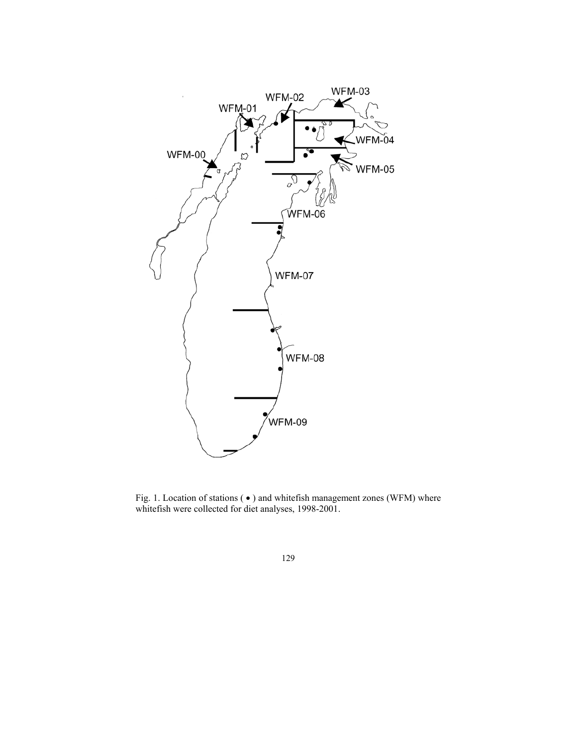Fig. 1. Location of stations ( • ) and whitefish management zones (WFM) where whitefish were collected for diet analyses, 1998-2001.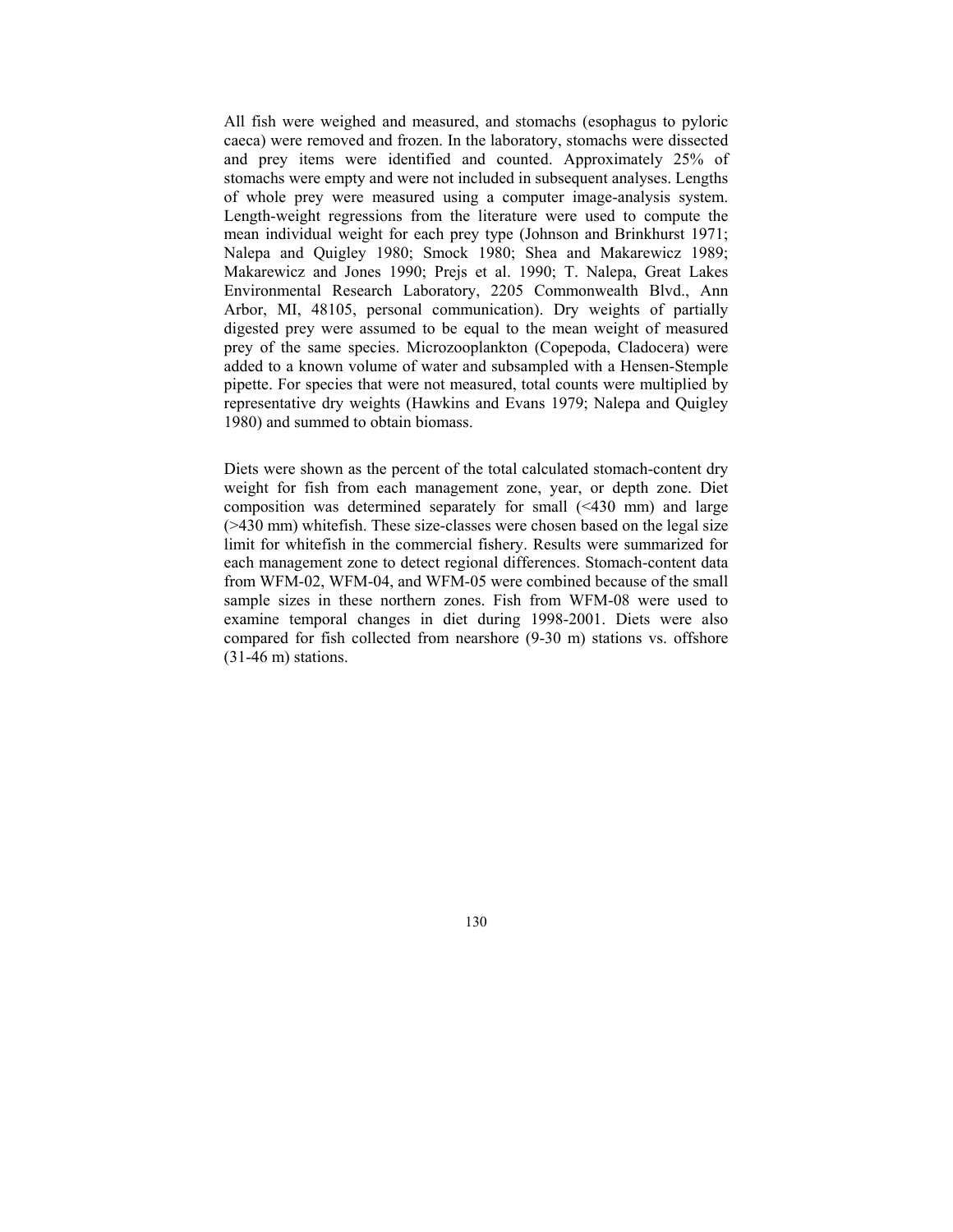All fish were weighed and measured, and stomachs (esophagus to pyloric caeca) were removed and frozen. In the laboratory, stomachs were dissected and prey items were identified and counted. Approximately 25% of stomachs were empty and were not included in subsequent analyses. Lengths of whole prey were measured using a computer image-analysis system. Length-weight regressions from the literature were used to compute the mean individual weight for each prey type (Johnson and Brinkhurst 1971; Nalepa and Quigley 1980; Smock 1980; Shea and Makarewicz 1989; Makarewicz and Jones 1990; Prejs et al. 1990; T. Nalepa, Great Lakes Environmental Research Laboratory, 2205 Commonwealth Blvd., Ann Arbor, MI, 48105, personal communication). Dry weights of partially digested prey were assumed to be equal to the mean weight of measured prey of the same species. Microzooplankton (Copepoda, Cladocera) were added to a known volume of water and subsampled with a Hensen-Stemple pipette. For species that were not measured, total counts were multiplied by representative dry weights (Hawkins and Evans 1979; Nalepa and Quigley 1980) and summed to obtain biomass.

Diets were shown as the percent of the total calculated stomach-content dry weight for fish from each management zone, year, or depth zone. Diet composition was determined separately for small (<430 mm) and large (>430 mm) whitefish. These size-classes were chosen based on the legal size limit for whitefish in the commercial fishery. Results were summarized for each management zone to detect regional differences. Stomach-content data from WFM-02, WFM-04, and WFM-05 were combined because of the small sample sizes in these northern zones. Fish from WFM-08 were used to examine temporal changes in diet during 1998-2001. Diets were also compared for fish collected from nearshore (9-30 m) stations vs. offshore (31-46 m) stations.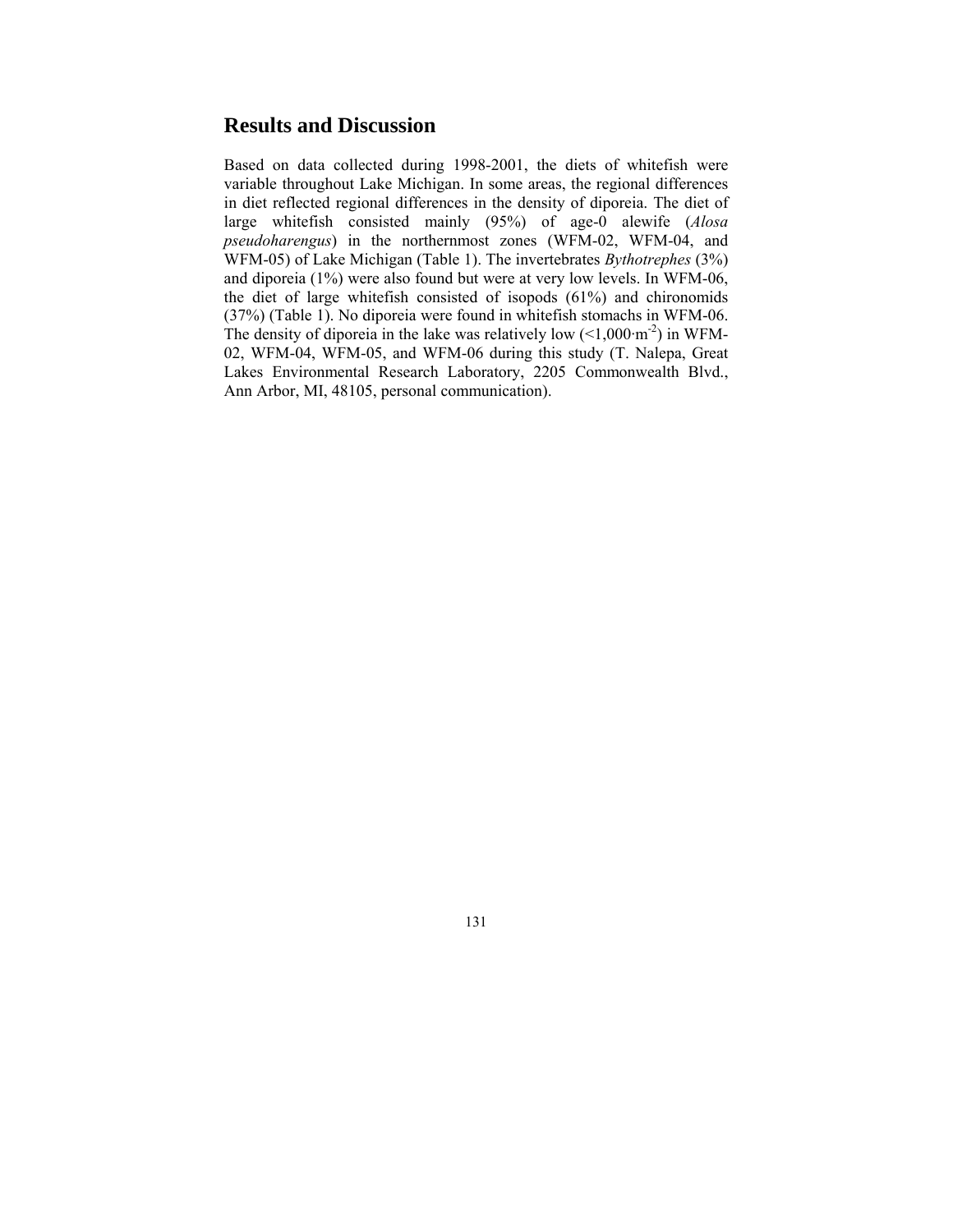## Results and Discussion

Based on data collected during 1998-2001, the diets of whitefish were variable throughout Lake Michigan. In some areas, the regional differences in diet reflected regional differences in the density of diporeia. The diet of large whitefish consisted mainly (95%) of age-0 alewife (*Alosa pseudoharengus*) in the northernmost zones (WFM-02, WFM-04, and WFM-05) of Lake Michigan (Table 1). The invertebrates *Bythotrephes* (3%) and diporeia (1%) were also found but were at very low levels. In WFM-06, the diet of large whitefish consisted of isopods (61%) and chironomids (37%) (Table 1). No diporeia were found in whitefish stomachs in WFM-06. The density of diporeia in the lake was relatively low ($<1{,}000{\cdot}m^{-2}$) in WFM-02, WFM-04, WFM-05, and WFM-06 during this study (T. Nalepa, Great Lakes Environmental Research Laboratory, 2205 Commonwealth Blvd., Ann Arbor, MI, 48105, personal communication).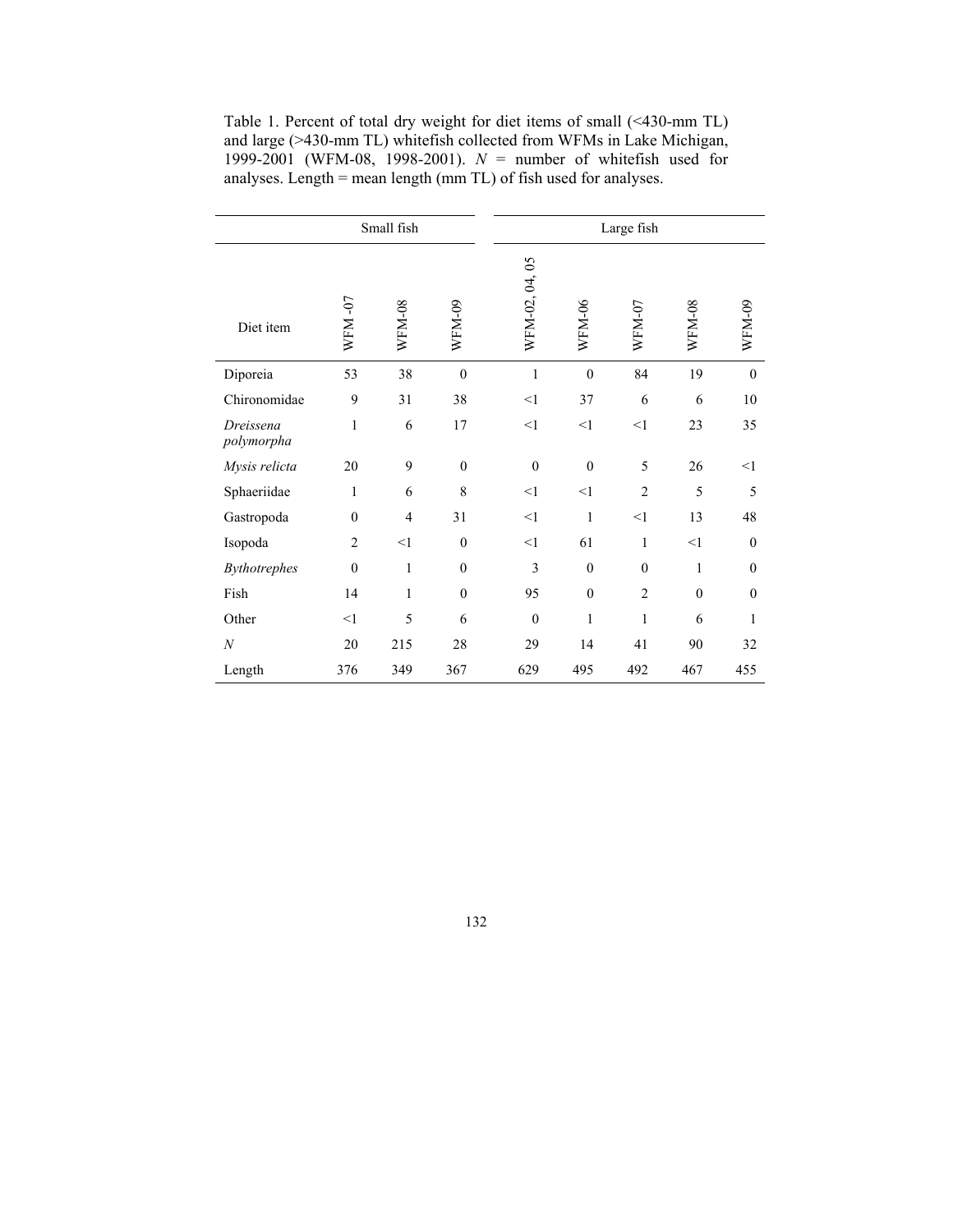Table 1. Percent of total dry weight for diet items of small (<430-mm TL) and large (>430-mm TL) whitefish collected from WFMs in Lake Michigan, 1999-2001 (WFM-08, 1998-2001). *N* = number of whitefish used for analyses. Length = mean length (mm TL) of fish used for analyses.

| | Small fish | | | Large fish | | | | |
|---|---|---|---|---|---|---|---|---|
| Diet item | WFM -07 | WFM-08 | WFM-09 | WFM-02, 04, 05 | WFM-06 | WFM-07 | WFM-08 | WFM-09 |
| Diporeia | 53 | 38 | 0 | 1 | 0 | 84 | 19 | 0 |
| Chironomidae | 9 | 31 | 38 | <1 | 37 | 6 | 6 | 10 |
| *Dreissena polymorpha* | 1 | 6 | 17 | <1 | <1 | <1 | 23 | 35 |
| *Mysis relicta* | 20 | 9 | 0 | 0 | 0 | 5 | 26 | <1 |
| Sphaeriidae | 1 | 6 | 8 | <1 | <1 | 2 | 5 | 5 |
| Gastropoda | 0 | 4 | 31 | <1 | 1 | <1 | 13 | 48 |
| Isopoda | 2 | <1 | 0 | <1 | 61 | 1 | <1 | 0 |
| *Bythotrephes* | 0 | 1 | 0 | 3 | 0 | 0 | 1 | 0 |
| Fish | 14 | 1 | 0 | 95 | 0 | 2 | 0 | 0 |
| Other | <1 | 5 | 6 | 0 | 1 | 1 | 6 | 1 |
| *N* | 20 | 215 | 28 | 29 | 14 | 41 | 90 | 32 |
| Length | 376 | 349 | 367 | 629 | 495 | 492 | 467 | 455 |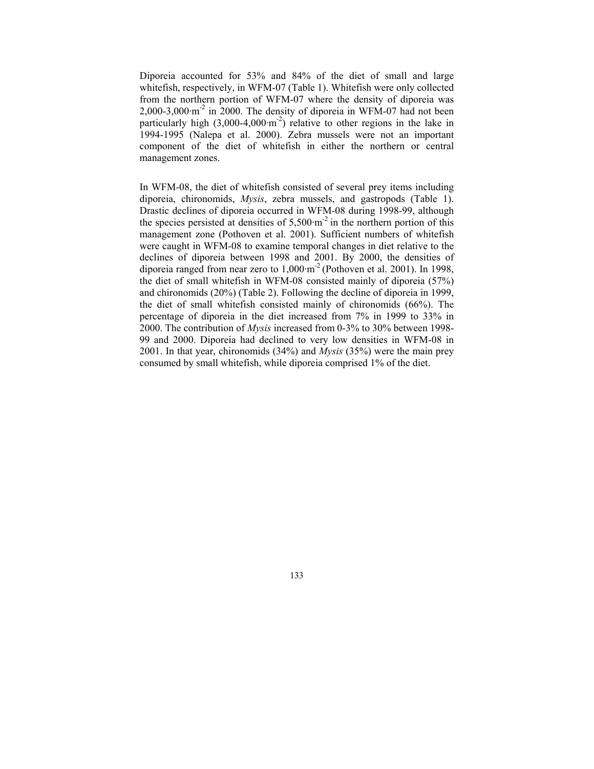Diporeia accounted for 53% and 84% of the diet of small and large whitefish, respectively, in WFM-07 (Table 1). Whitefish were only collected from the northern portion of WFM-07 where the density of diporeia was 2,000-3,000$\cdot$m$^{-2}$ in 2000. The density of diporeia in WFM-07 had not been particularly high (3,000-4,000$\cdot$m$^{-2}$) relative to other regions in the lake in 1994-1995 (Nalepa et al. 2000). Zebra mussels were not an important component of the diet of whitefish in either the northern or central management zones.

In WFM-08, the diet of whitefish consisted of several prey items including diporeia, chironomids, *Mysis*, zebra mussels, and gastropods (Table 1). Drastic declines of diporeia occurred in WFM-08 during 1998-99, although the species persisted at densities of 5,500$\cdot$m$^{-2}$ in the northern portion of this management zone (Pothoven et al. 2001). Sufficient numbers of whitefish were caught in WFM-08 to examine temporal changes in diet relative to the declines of diporeia between 1998 and 2001. By 2000, the densities of diporeia ranged from near zero to 1,000$\cdot$m$^{-2}$ (Pothoven et al. 2001). In 1998, the diet of small whitefish in WFM-08 consisted mainly of diporeia (57%) and chironomids (20%) (Table 2). Following the decline of diporeia in 1999, the diet of small whitefish consisted mainly of chironomids (66%). The percentage of diporeia in the diet increased from 7% in 1999 to 33% in 2000. The contribution of *Mysis* increased from 0-3% to 30% between 1998-99 and 2000. Diporeia had declined to very low densities in WFM-08 in 2001. In that year, chironomids (34%) and *Mysis* (35%) were the main prey consumed by small whitefish, while diporeia comprised 1% of the diet.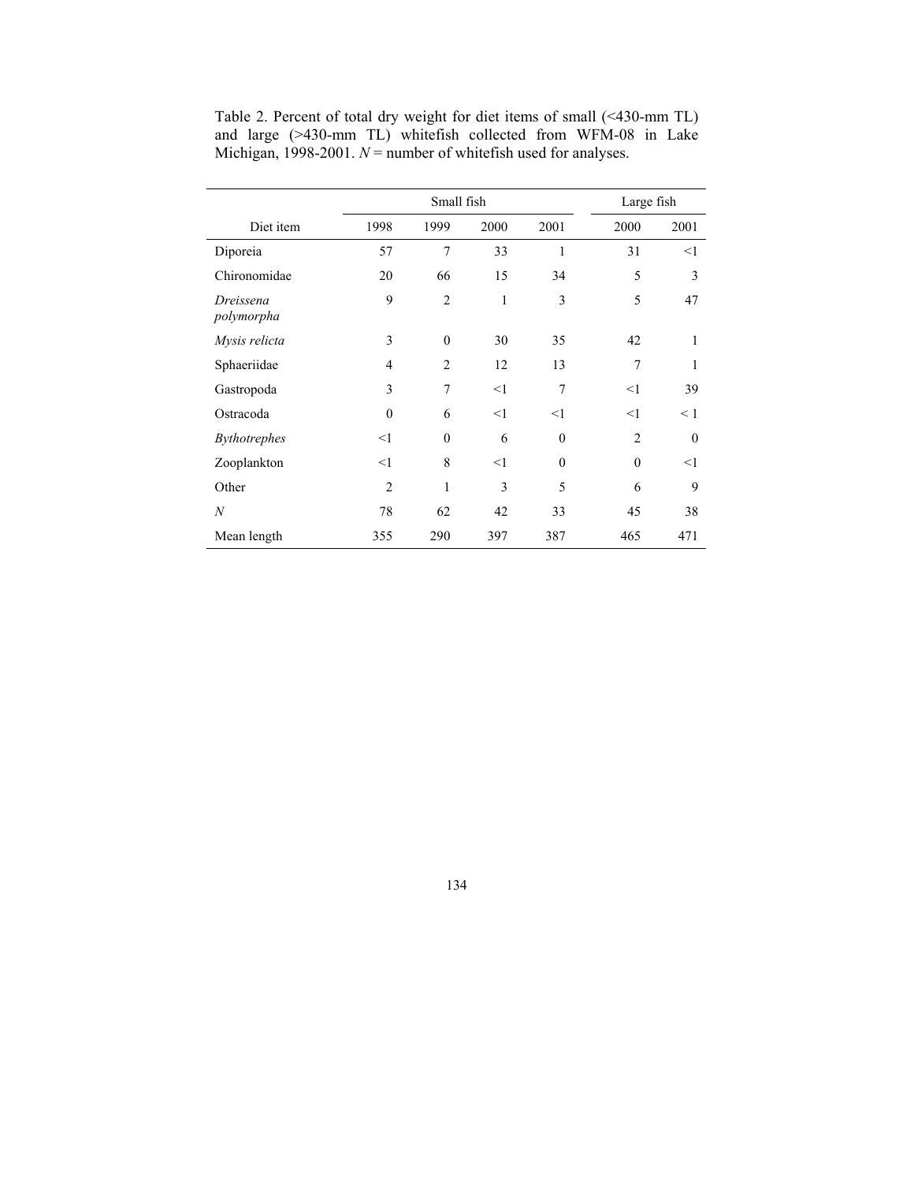Table 2. Percent of total dry weight for diet items of small (<430-mm TL) and large (>430-mm TL) whitefish collected from WFM-08 in Lake Michigan, 1998-2001. *N* = number of whitefish used for analyses.

| Diet item | Small fish | | | | Large fish | |
|---|---|---|---|---|---|---|
| | 1998 | 1999 | 2000 | 2001 | 2000 | 2001 |
| Diporeia | 57 | 7 | 33 | 1 | 31 | <1 |
| Chironomidae | 20 | 66 | 15 | 34 | 5 | 3 |
| *Dreissena polymorpha* | 9 | 2 | 1 | 3 | 5 | 47 |
| *Mysis relicta* | 3 | 0 | 30 | 35 | 42 | 1 |
| Sphaeriidae | 4 | 2 | 12 | 13 | 7 | 1 |
| Gastropoda | 3 | 7 | <1 | 7 | <1 | 39 |
| Ostracoda | 0 | 6 | <1 | <1 | <1 | < 1 |
| *Bythotrephes* | <1 | 0 | 6 | 0 | 2 | 0 |
| Zooplankton | <1 | 8 | <1 | 0 | 0 | <1 |
| Other | 2 | 1 | 3 | 5 | 6 | 9 |
| *N* | 78 | 62 | 42 | 33 | 45 | 38 |
| Mean length | 355 | 290 | 397 | 387 | 465 | 471 |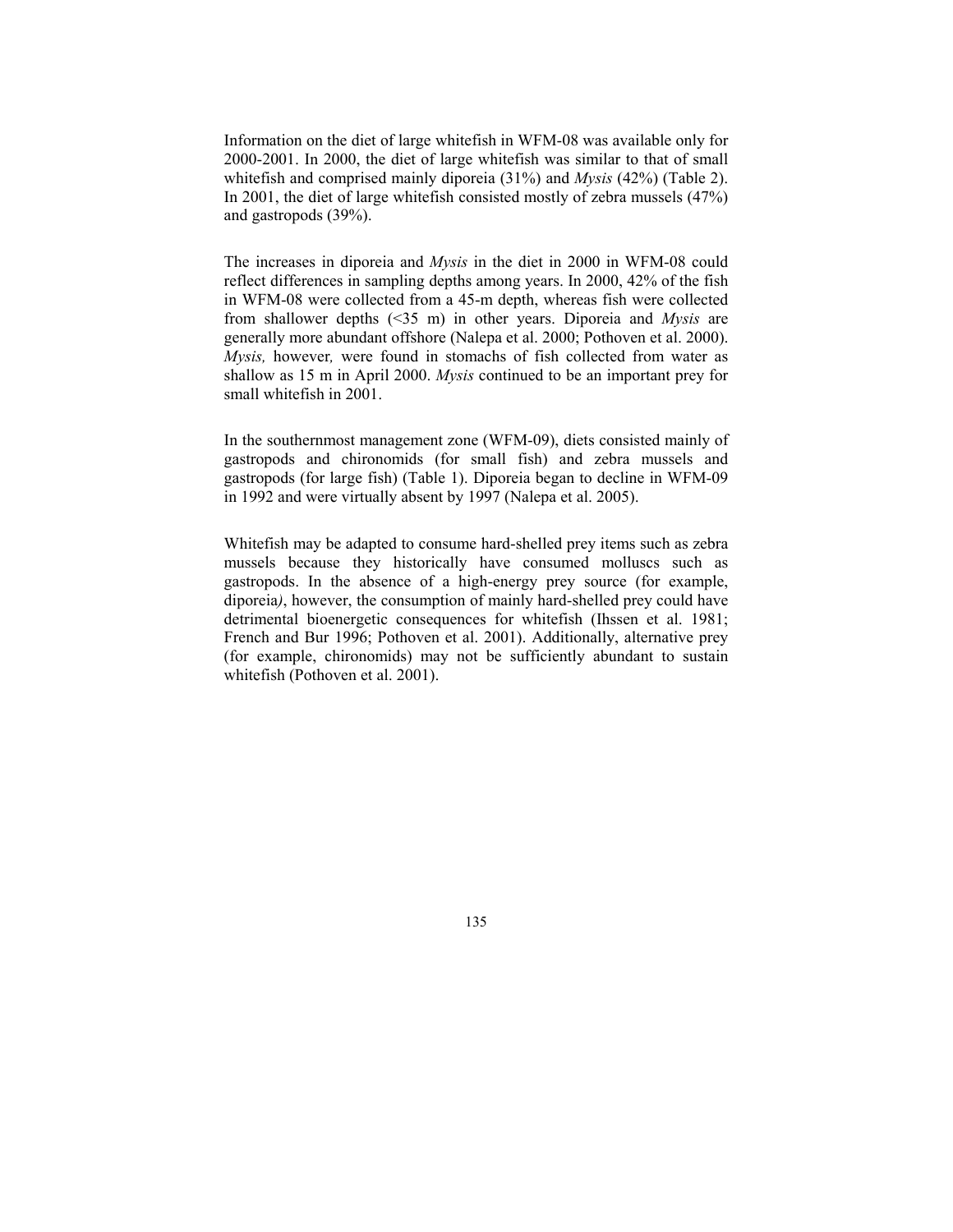Information on the diet of large whitefish in WFM-08 was available only for 2000-2001. In 2000, the diet of large whitefish was similar to that of small whitefish and comprised mainly diporeia (31%) and *Mysis* (42%) (Table 2). In 2001, the diet of large whitefish consisted mostly of zebra mussels (47%) and gastropods (39%).

The increases in diporeia and *Mysis* in the diet in 2000 in WFM-08 could reflect differences in sampling depths among years. In 2000, 42% of the fish in WFM-08 were collected from a 45-m depth, whereas fish were collected from shallower depths (<35 m) in other years. Diporeia and *Mysis* are generally more abundant offshore (Nalepa et al. 2000; Pothoven et al. 2000). *Mysis,* however, were found in stomachs of fish collected from water as shallow as 15 m in April 2000. *Mysis* continued to be an important prey for small whitefish in 2001.

In the southernmost management zone (WFM-09), diets consisted mainly of gastropods and chironomids (for small fish) and zebra mussels and gastropods (for large fish) (Table 1). Diporeia began to decline in WFM-09 in 1992 and were virtually absent by 1997 (Nalepa et al. 2005).

Whitefish may be adapted to consume hard-shelled prey items such as zebra mussels because they historically have consumed molluscs such as gastropods. In the absence of a high-energy prey source (for example, diporeia), however, the consumption of mainly hard-shelled prey could have detrimental bioenergetic consequences for whitefish (Ihssen et al. 1981; French and Bur 1996; Pothoven et al. 2001). Additionally, alternative prey (for example, chironomids) may not be sufficiently abundant to sustain whitefish (Pothoven et al. 2001).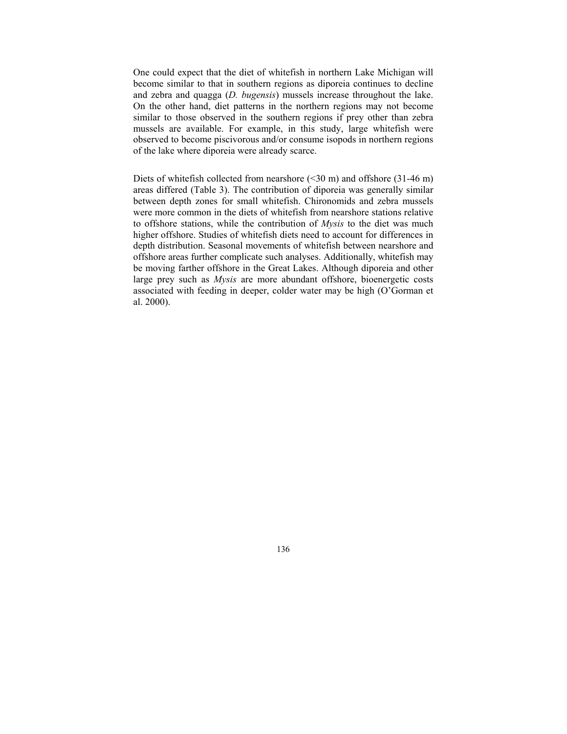One could expect that the diet of whitefish in northern Lake Michigan will become similar to that in southern regions as diporeia continues to decline and zebra and quagga (*D. bugensis*) mussels increase throughout the lake. On the other hand, diet patterns in the northern regions may not become similar to those observed in the southern regions if prey other than zebra mussels are available. For example, in this study, large whitefish were observed to become piscivorous and/or consume isopods in northern regions of the lake where diporeia were already scarce.

Diets of whitefish collected from nearshore (<30 m) and offshore (31-46 m) areas differed (Table 3). The contribution of diporeia was generally similar between depth zones for small whitefish. Chironomids and zebra mussels were more common in the diets of whitefish from nearshore stations relative to offshore stations, while the contribution of *Mysis* to the diet was much higher offshore. Studies of whitefish diets need to account for differences in depth distribution. Seasonal movements of whitefish between nearshore and offshore areas further complicate such analyses. Additionally, whitefish may be moving farther offshore in the Great Lakes. Although diporeia and other large prey such as *Mysis* are more abundant offshore, bioenergetic costs associated with feeding in deeper, colder water may be high (O'Gorman et al. 2000).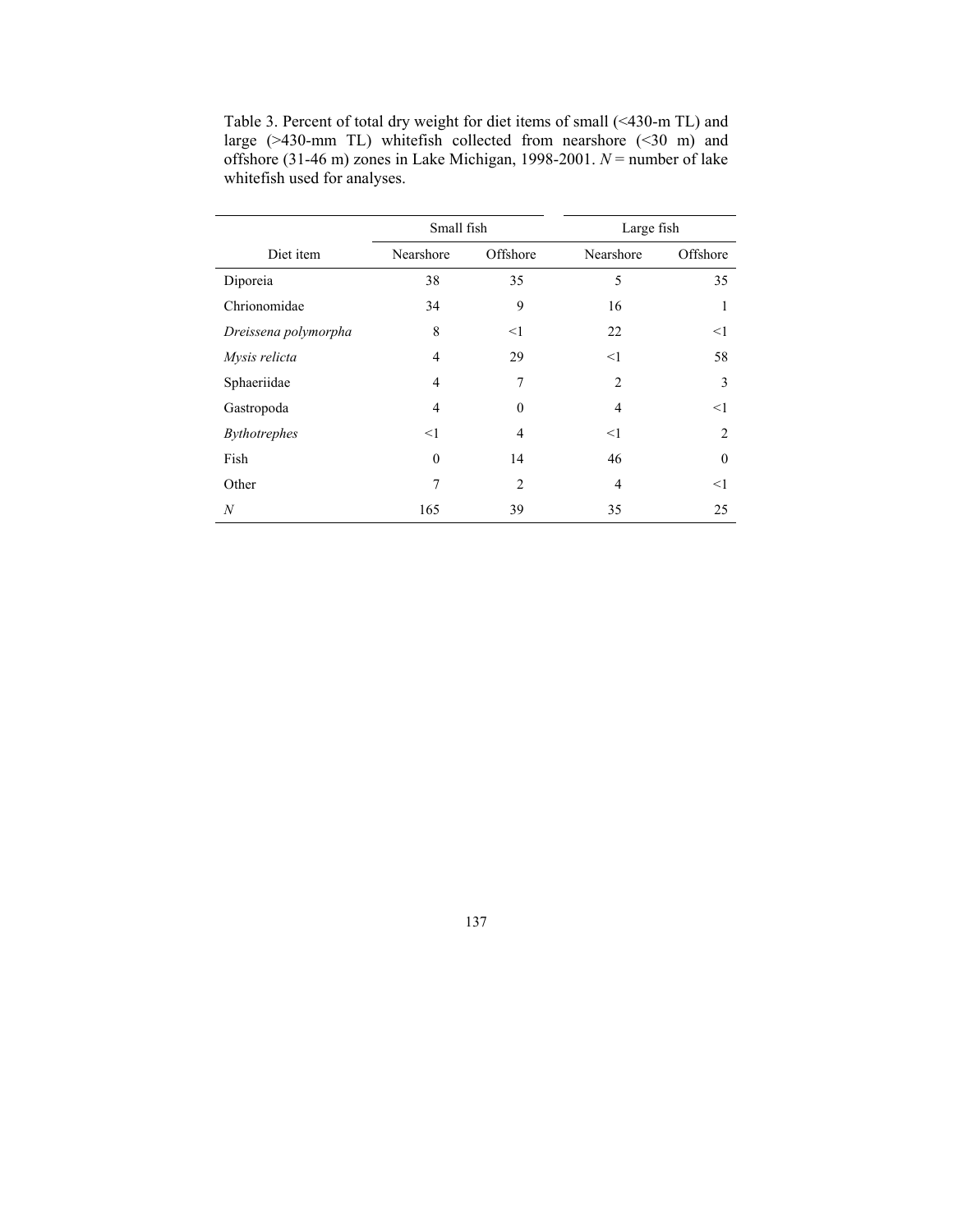Table 3. Percent of total dry weight for diet items of small (<430-m TL) and large (>430-mm TL) whitefish collected from nearshore (<30 m) and offshore (31-46 m) zones in Lake Michigan, 1998-2001. *N* = number of lake whitefish used for analyses.

| | Small fish | | Large fish | |
|---|---|---|---|---|
| Diet item | Nearshore | Offshore | Nearshore | Offshore |
| Diporeia | 38 | 35 | 5 | 35 |
| Chrionomidae | 34 | 9 | 16 | 1 |
| *Dreissena polymorpha* | 8 | <1 | 22 | <1 |
| *Mysis relicta* | 4 | 29 | <1 | 58 |
| Sphaeriidae | 4 | 7 | 2 | 3 |
| Gastropoda | 4 | 0 | 4 | <1 |
| *Bythotrephes* | <1 | 4 | <1 | 2 |
| Fish | 0 | 14 | 46 | 0 |
| Other | 7 | 2 | 4 | <1 |
| *N* | 165 | 39 | 35 | 25 |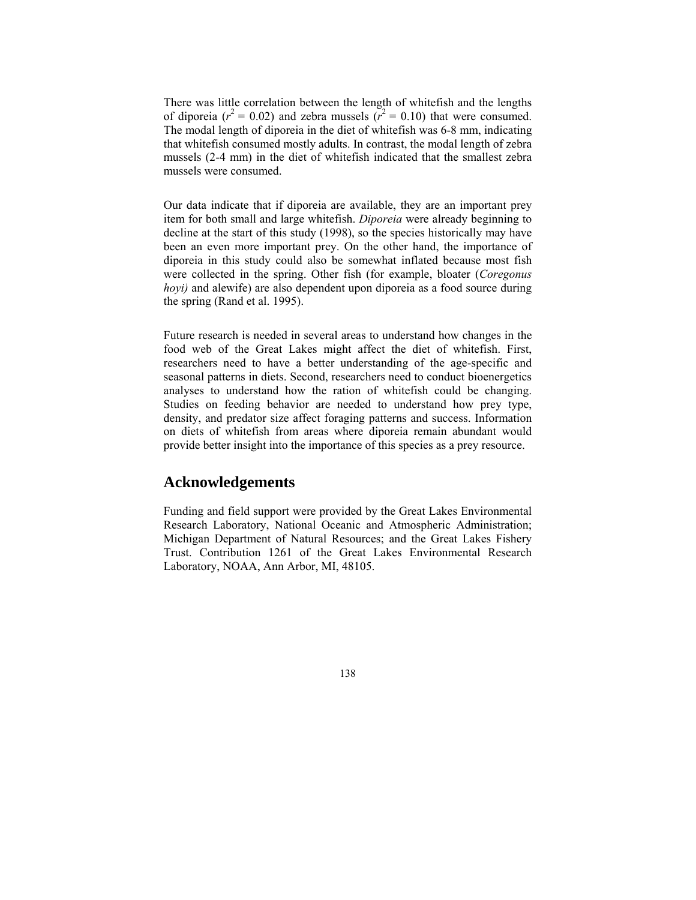There was little correlation between the length of whitefish and the lengths of diporeia ($r^2 = 0.02$) and zebra mussels ($r^2 = 0.10$) that were consumed. The modal length of diporeia in the diet of whitefish was 6-8 mm, indicating that whitefish consumed mostly adults. In contrast, the modal length of zebra mussels (2-4 mm) in the diet of whitefish indicated that the smallest zebra mussels were consumed.

Our data indicate that if diporeia are available, they are an important prey item for both small and large whitefish. *Diporeia* were already beginning to decline at the start of this study (1998), so the species historically may have been an even more important prey. On the other hand, the importance of diporeia in this study could also be somewhat inflated because most fish were collected in the spring. Other fish (for example, bloater (*Coregonus hoyi)* and alewife) are also dependent upon diporeia as a food source during the spring (Rand et al. 1995).

Future research is needed in several areas to understand how changes in the food web of the Great Lakes might affect the diet of whitefish. First, researchers need to have a better understanding of the age-specific and seasonal patterns in diets. Second, researchers need to conduct bioenergetics analyses to understand how the ration of whitefish could be changing. Studies on feeding behavior are needed to understand how prey type, density, and predator size affect foraging patterns and success. Information on diets of whitefish from areas where diporeia remain abundant would provide better insight into the importance of this species as a prey resource.

## Acknowledgements

Funding and field support were provided by the Great Lakes Environmental Research Laboratory, National Oceanic and Atmospheric Administration; Michigan Department of Natural Resources; and the Great Lakes Fishery Trust. Contribution 1261 of the Great Lakes Environmental Research Laboratory, NOAA, Ann Arbor, MI, 48105.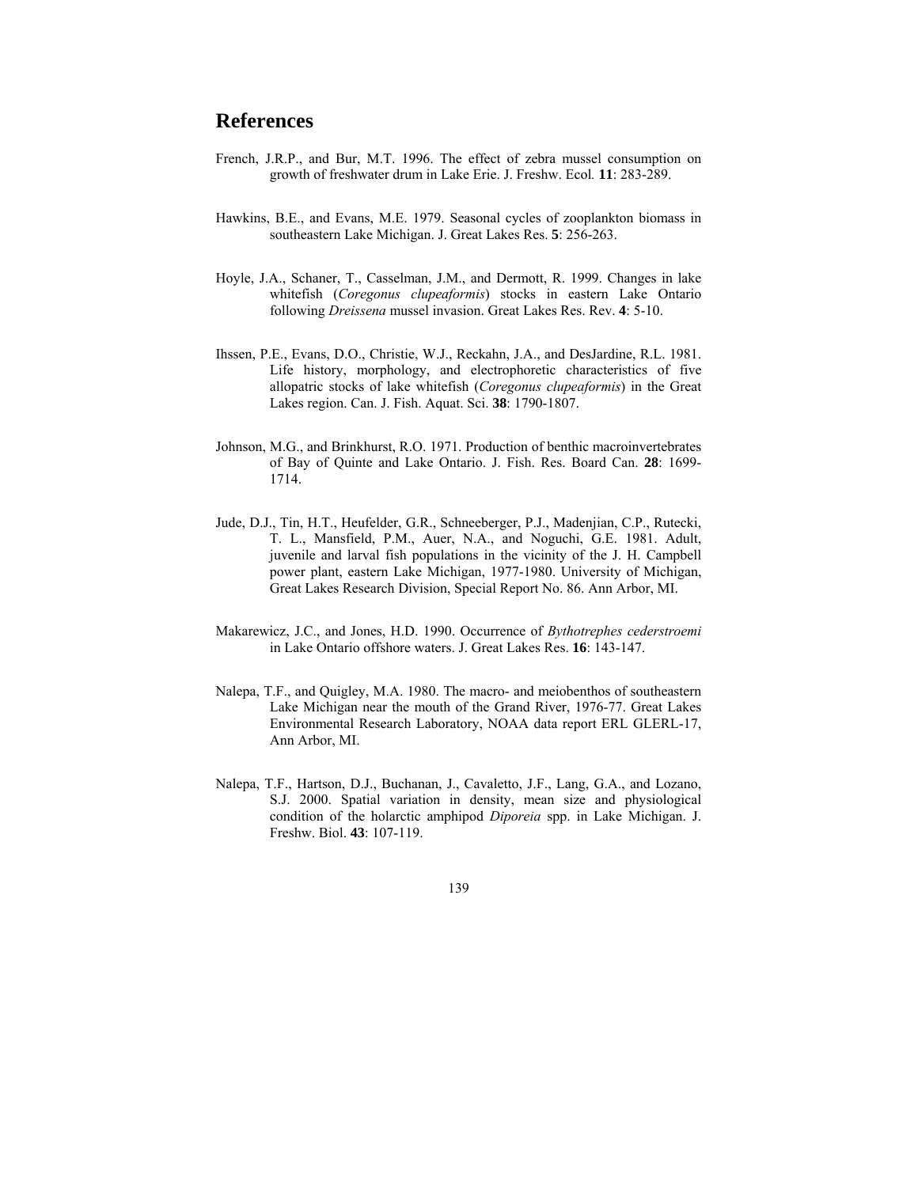# References

French, J.R.P., and Bur, M.T. 1996. The effect of zebra mussel consumption on growth of freshwater drum in Lake Erie. J. Freshw. Ecol. **11**: 283-289.

Hawkins, B.E., and Evans, M.E. 1979. Seasonal cycles of zooplankton biomass in southeastern Lake Michigan. J. Great Lakes Res. **5**: 256-263.

Hoyle, J.A., Schaner, T., Casselman, J.M., and Dermott, R. 1999. Changes in lake whitefish (*Coregonus clupeaformis*) stocks in eastern Lake Ontario following *Dreissena* mussel invasion. Great Lakes Res. Rev. **4**: 5-10.

Ihssen, P.E., Evans, D.O., Christie, W.J., Reckahn, J.A., and DesJardine, R.L. 1981. Life history, morphology, and electrophoretic characteristics of five allopatric stocks of lake whitefish (*Coregonus clupeaformis*) in the Great Lakes region. Can. J. Fish. Aquat. Sci. **38**: 1790-1807.

Johnson, M.G., and Brinkhurst, R.O. 1971. Production of benthic macroinvertebrates of Bay of Quinte and Lake Ontario. J. Fish. Res. Board Can. **28**: 1699-1714.

Jude, D.J., Tin, H.T., Heufelder, G.R., Schneeberger, P.J., Madenjian, C.P., Rutecki, T. L., Mansfield, P.M., Auer, N.A., and Noguchi, G.E. 1981. Adult, juvenile and larval fish populations in the vicinity of the J. H. Campbell power plant, eastern Lake Michigan, 1977-1980. University of Michigan, Great Lakes Research Division, Special Report No. 86. Ann Arbor, MI.

Makarewicz, J.C., and Jones, H.D. 1990. Occurrence of *Bythotrephes cederstroemi* in Lake Ontario offshore waters. J. Great Lakes Res. **16**: 143-147.

Nalepa, T.F., and Quigley, M.A. 1980. The macro- and meiobenthos of southeastern Lake Michigan near the mouth of the Grand River, 1976-77. Great Lakes Environmental Research Laboratory, NOAA data report ERL GLERL-17, Ann Arbor, MI.

Nalepa, T.F., Hartson, D.J., Buchanan, J., Cavaletto, J.F., Lang, G.A., and Lozano, S.J. 2000. Spatial variation in density, mean size and physiological condition of the holarctic amphipod *Diporeia* spp. in Lake Michigan. J. Freshw. Biol. **43**: 107-119.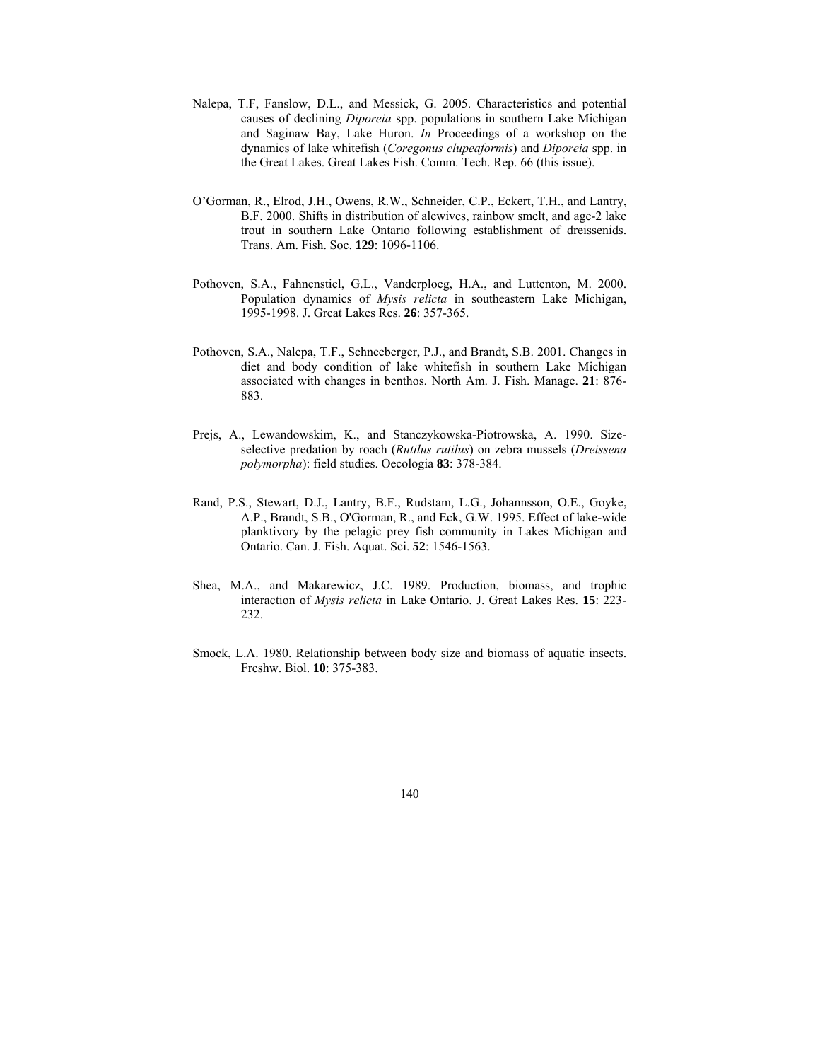Nalepa, T.F, Fanslow, D.L., and Messick, G. 2005. Characteristics and potential causes of declining *Diporeia* spp. populations in southern Lake Michigan and Saginaw Bay, Lake Huron. *In* Proceedings of a workshop on the dynamics of lake whitefish (*Coregonus clupeaformis*) and *Diporeia* spp. in the Great Lakes. Great Lakes Fish. Comm. Tech. Rep. 66 (this issue).

O'Gorman, R., Elrod, J.H., Owens, R.W., Schneider, C.P., Eckert, T.H., and Lantry, B.F. 2000. Shifts in distribution of alewives, rainbow smelt, and age-2 lake trout in southern Lake Ontario following establishment of dreissenids. Trans. Am. Fish. Soc. **129**: 1096-1106.

Pothoven, S.A., Fahnenstiel, G.L., Vanderploeg, H.A., and Luttenton, M. 2000. Population dynamics of *Mysis relicta* in southeastern Lake Michigan, 1995-1998. J. Great Lakes Res. **26**: 357-365.

Pothoven, S.A., Nalepa, T.F., Schneeberger, P.J., and Brandt, S.B. 2001. Changes in diet and body condition of lake whitefish in southern Lake Michigan associated with changes in benthos. North Am. J. Fish. Manage. **21**: 876-883.

Prejs, A., Lewandowskim, K., and Stanczykowska-Piotrowska, A. 1990. Size-selective predation by roach (*Rutilus rutilus*) on zebra mussels (*Dreissena polymorpha*): field studies. Oecologia **83**: 378-384.

Rand, P.S., Stewart, D.J., Lantry, B.F., Rudstam, L.G., Johannsson, O.E., Goyke, A.P., Brandt, S.B., O'Gorman, R., and Eck, G.W. 1995. Effect of lake-wide planktivory by the pelagic prey fish community in Lakes Michigan and Ontario. Can. J. Fish. Aquat. Sci. **52**: 1546-1563.

Shea, M.A., and Makarewicz, J.C. 1989. Production, biomass, and trophic interaction of *Mysis relicta* in Lake Ontario. J. Great Lakes Res. **15**: 223-232.

Smock, L.A. 1980. Relationship between body size and biomass of aquatic insects. Freshw. Biol. **10**: 375-383.